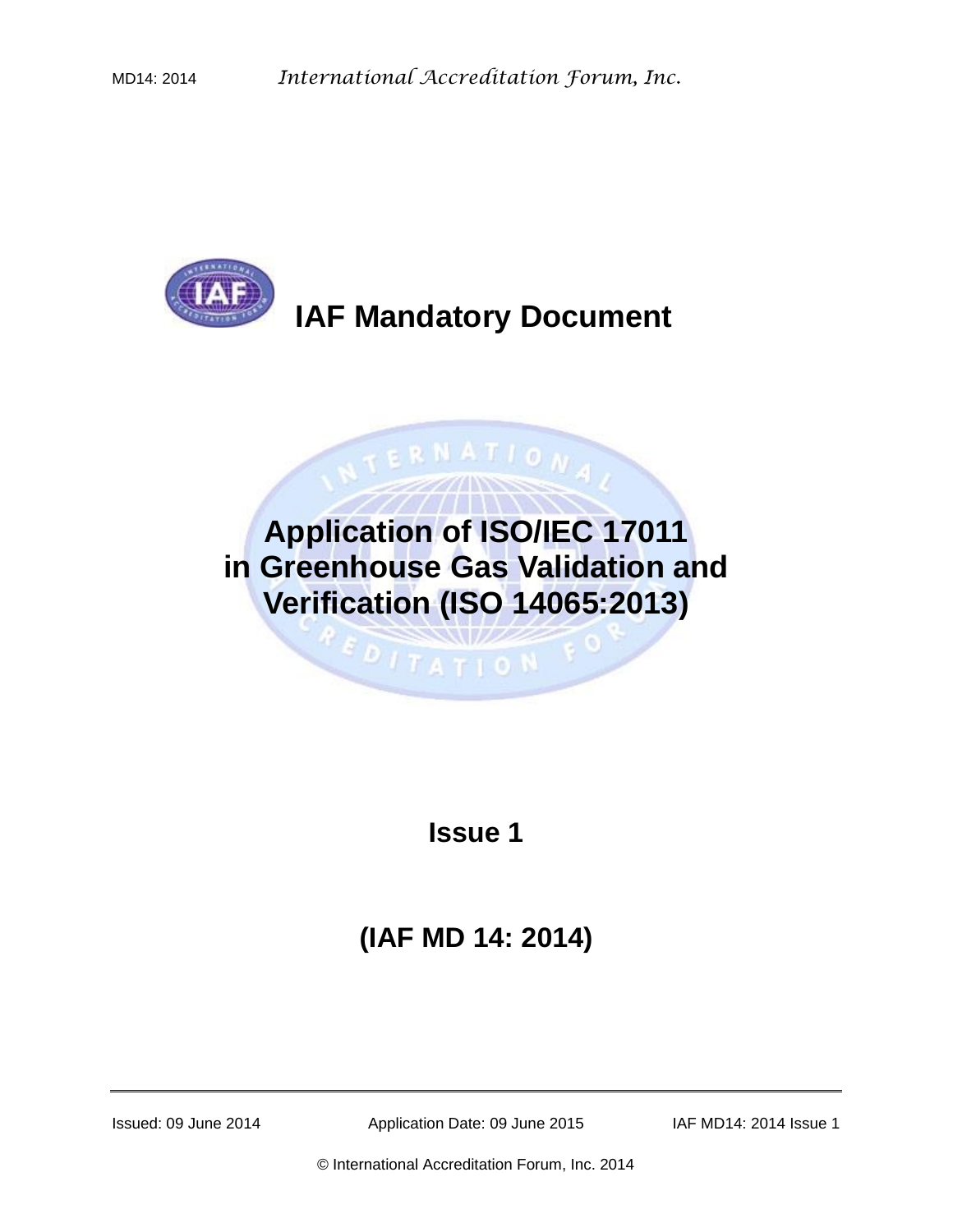# IAF Mandatory Document

## Application of ISO/IEC 17011 in Greenhouse Gas Validation and Verification (ISO 14065:2013)

**Issue 1**

**(IAF MD 14: 2014)**

Issued: 09 June 2014 Application Date: 09 June 2015 IAF MD14: 2014 Issue 1

© International Accreditation Forum, Inc. 2014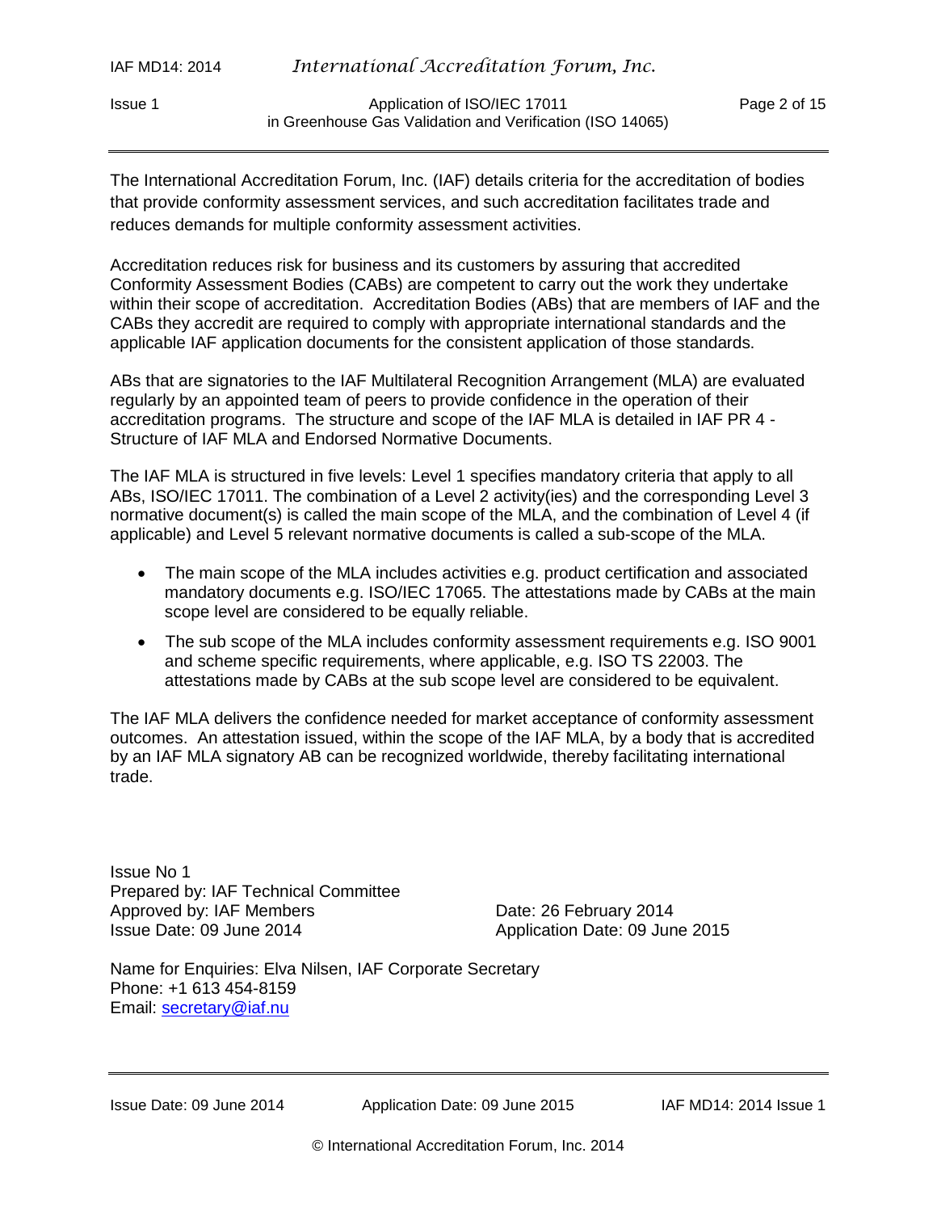The International Accreditation Forum, Inc. (IAF) details criteria for the accreditation of bodies that provide conformity assessment services, and such accreditation facilitates trade and reduces demands for multiple conformity assessment activities.

Accreditation reduces risk for business and its customers by assuring that accredited Conformity Assessment Bodies (CABs) are competent to carry out the work they undertake within their scope of accreditation. Accreditation Bodies (ABs) that are members of IAF and the CABs they accredit are required to comply with appropriate international standards and the applicable IAF application documents for the consistent application of those standards.

ABs that are signatories to the IAF Multilateral Recognition Arrangement (MLA) are evaluated regularly by an appointed team of peers to provide confidence in the operation of their accreditation programs. The structure and scope of the IAF MLA is detailed in IAF PR 4 - Structure of IAF MLA and Endorsed Normative Documents.

The IAF MLA is structured in five levels: Level 1 specifies mandatory criteria that apply to all ABs, ISO/IEC 17011. The combination of a Level 2 activity(ies) and the corresponding Level 3 normative document(s) is called the main scope of the MLA, and the combination of Level 4 (if applicable) and Level 5 relevant normative documents is called a sub-scope of the MLA.

- The main scope of the MLA includes activities e.g. product certification and associated mandatory documents e.g. ISO/IEC 17065. The attestations made by CABs at the main scope level are considered to be equally reliable.
- The sub scope of the MLA includes conformity assessment requirements e.g. ISO 9001 and scheme specific requirements, where applicable, e.g. ISO TS 22003. The attestations made by CABs at the sub scope level are considered to be equivalent.

The IAF MLA delivers the confidence needed for market acceptance of conformity assessment outcomes. An attestation issued, within the scope of the IAF MLA, by a body that is accredited by an IAF MLA signatory AB can be recognized worldwide, thereby facilitating international trade.

Issue No 1
Prepared by: IAF Technical Committee
Approved by: IAF Members — Date: 26 February 2014
Issue Date: 09 June 2014 — Application Date: 09 June 2015

Name for Enquiries: Elva Nilsen, IAF Corporate Secretary
Phone: +1 613 454-8159
Email: secretary@iaf.nu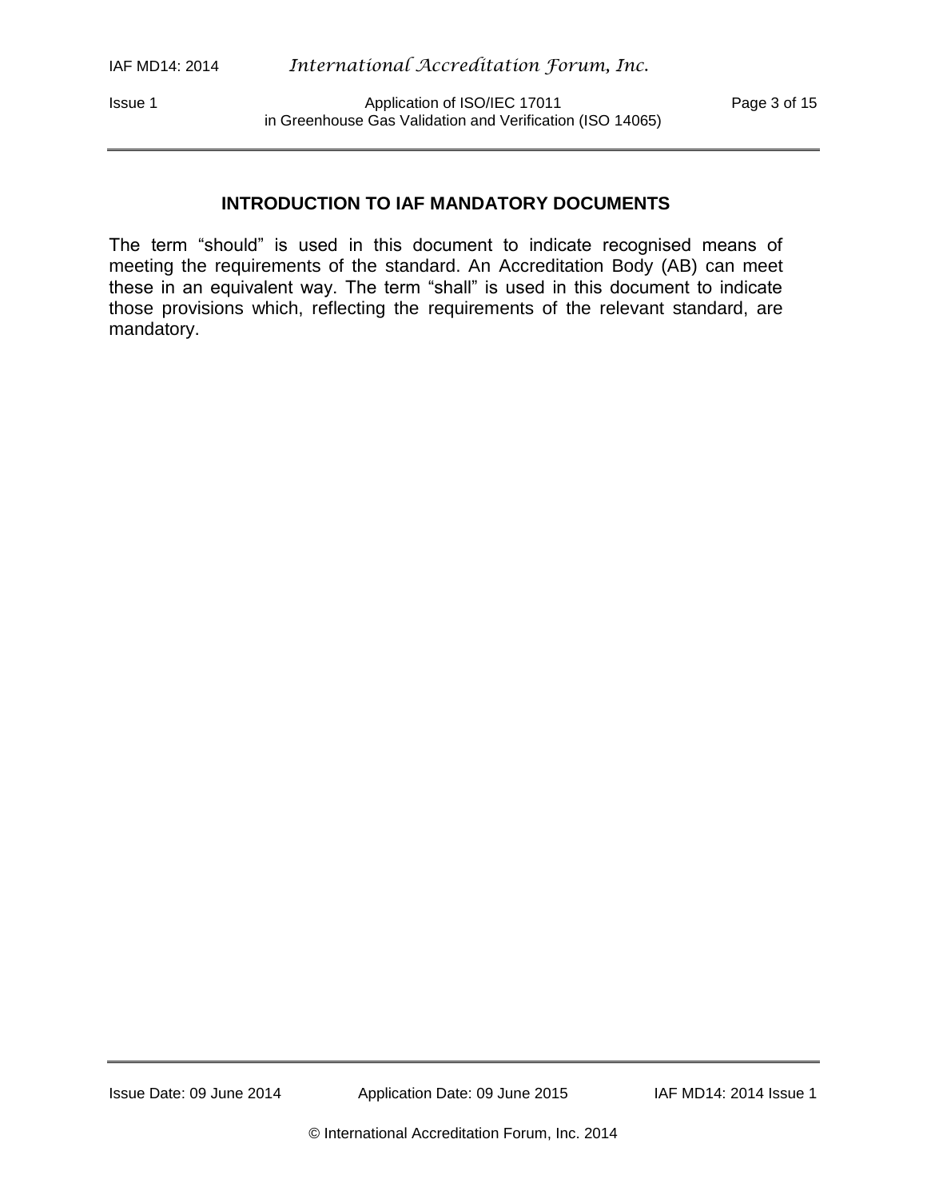## INTRODUCTION TO IAF MANDATORY DOCUMENTS

The term "should" is used in this document to indicate recognised means of meeting the requirements of the standard. An Accreditation Body (AB) can meet these in an equivalent way. The term "shall" is used in this document to indicate those provisions which, reflecting the requirements of the relevant standard, are mandatory.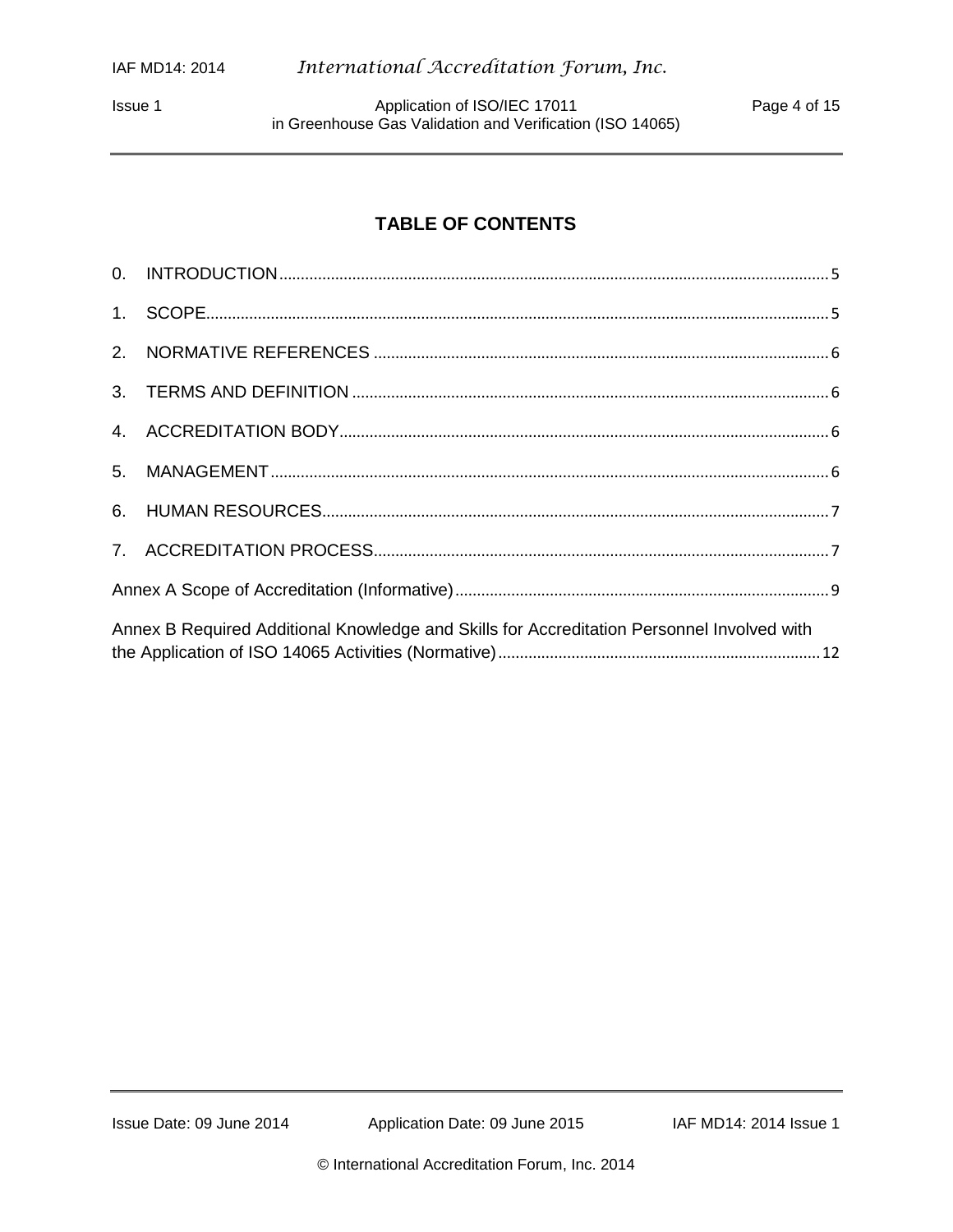## TABLE OF CONTENTS

0. INTRODUCTION .......... 5

1. SCOPE .......... 5

2. NORMATIVE REFERENCES .......... 6

3. TERMS AND DEFINITION .......... 6

4. ACCREDITATION BODY .......... 6

5. MANAGEMENT .......... 6

6. HUMAN RESOURCES .......... 7

7. ACCREDITATION PROCESS .......... 7

Annex A Scope of Accreditation (Informative) .......... 9

Annex B Required Additional Knowledge and Skills for Accreditation Personnel Involved with the Application of ISO 14065 Activities (Normative) .......... 12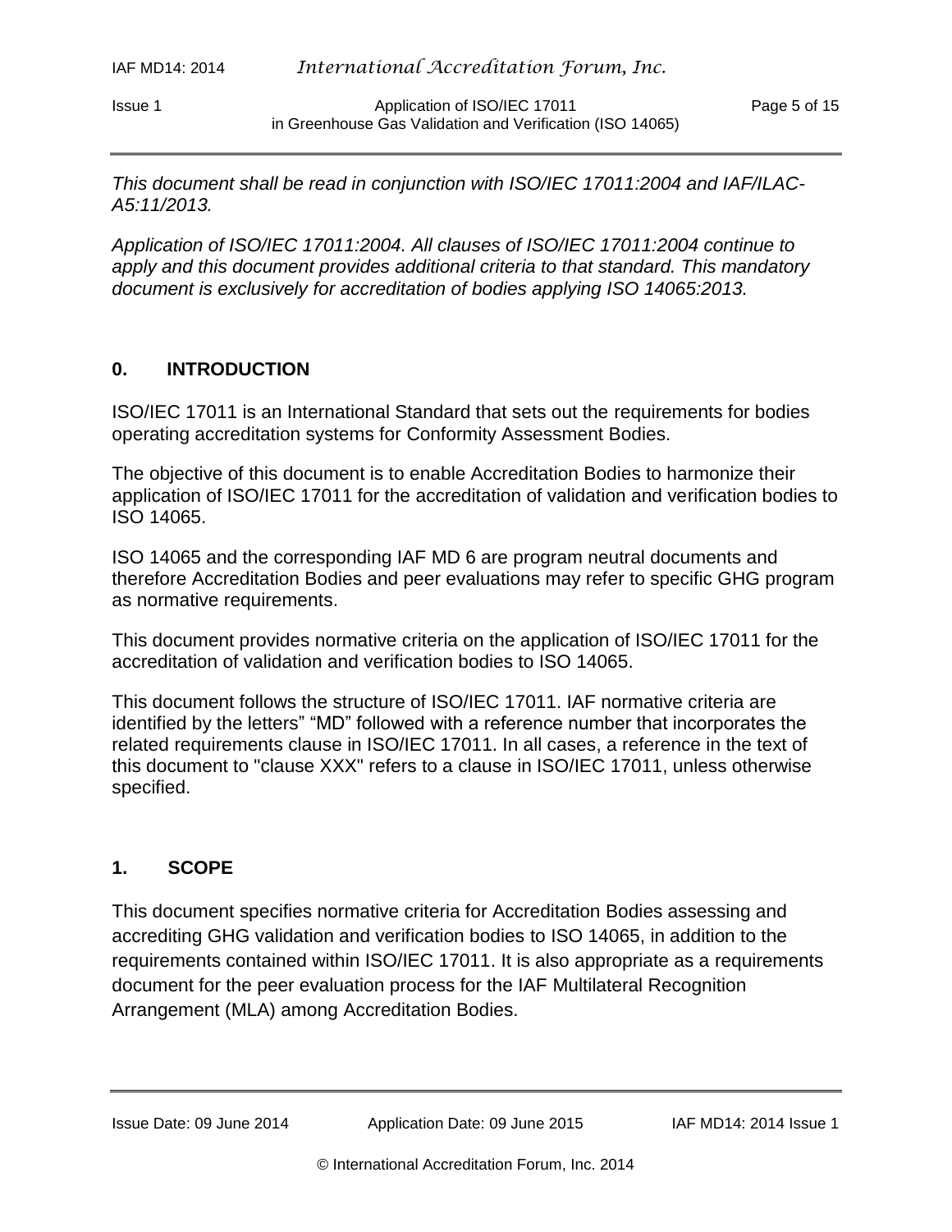*This document shall be read in conjunction with ISO/IEC 17011:2004 and IAF/ILAC-A5:11/2013.*

*Application of ISO/IEC 17011:2004. All clauses of ISO/IEC 17011:2004 continue to apply and this document provides additional criteria to that standard. This mandatory document is exclusively for accreditation of bodies applying ISO 14065:2013.*

## 0. INTRODUCTION

ISO/IEC 17011 is an International Standard that sets out the requirements for bodies operating accreditation systems for Conformity Assessment Bodies.

The objective of this document is to enable Accreditation Bodies to harmonize their application of ISO/IEC 17011 for the accreditation of validation and verification bodies to ISO 14065.

ISO 14065 and the corresponding IAF MD 6 are program neutral documents and therefore Accreditation Bodies and peer evaluations may refer to specific GHG program as normative requirements.

This document provides normative criteria on the application of ISO/IEC 17011 for the accreditation of validation and verification bodies to ISO 14065.

This document follows the structure of ISO/IEC 17011. IAF normative criteria are identified by the letters" "MD" followed with a reference number that incorporates the related requirements clause in ISO/IEC 17011. In all cases, a reference in the text of this document to "clause XXX" refers to a clause in ISO/IEC 17011, unless otherwise specified.

## 1. SCOPE

This document specifies normative criteria for Accreditation Bodies assessing and accrediting GHG validation and verification bodies to ISO 14065, in addition to the requirements contained within ISO/IEC 17011. It is also appropriate as a requirements document for the peer evaluation process for the IAF Multilateral Recognition Arrangement (MLA) among Accreditation Bodies.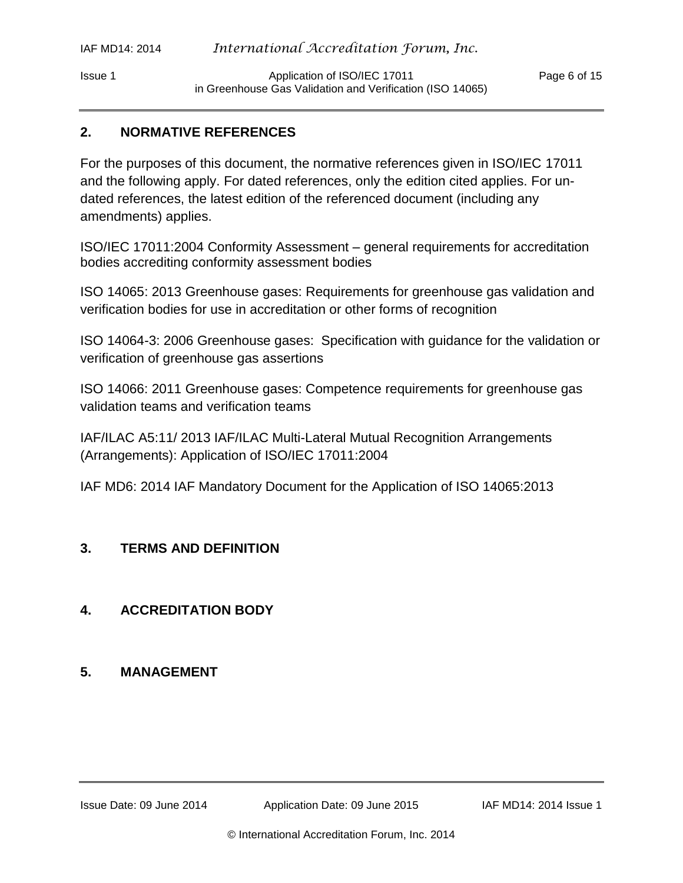## 2. NORMATIVE REFERENCES

For the purposes of this document, the normative references given in ISO/IEC 17011 and the following apply. For dated references, only the edition cited applies. For un-dated references, the latest edition of the referenced document (including any amendments) applies.

ISO/IEC 17011:2004 Conformity Assessment – general requirements for accreditation bodies accrediting conformity assessment bodies

ISO 14065: 2013 Greenhouse gases: Requirements for greenhouse gas validation and verification bodies for use in accreditation or other forms of recognition

ISO 14064-3: 2006 Greenhouse gases: Specification with guidance for the validation or verification of greenhouse gas assertions

ISO 14066: 2011 Greenhouse gases: Competence requirements for greenhouse gas validation teams and verification teams

IAF/ILAC A5:11/ 2013 IAF/ILAC Multi-Lateral Mutual Recognition Arrangements (Arrangements): Application of ISO/IEC 17011:2004

IAF MD6: 2014 IAF Mandatory Document for the Application of ISO 14065:2013

## 3. TERMS AND DEFINITION

## 4. ACCREDITATION BODY

## 5. MANAGEMENT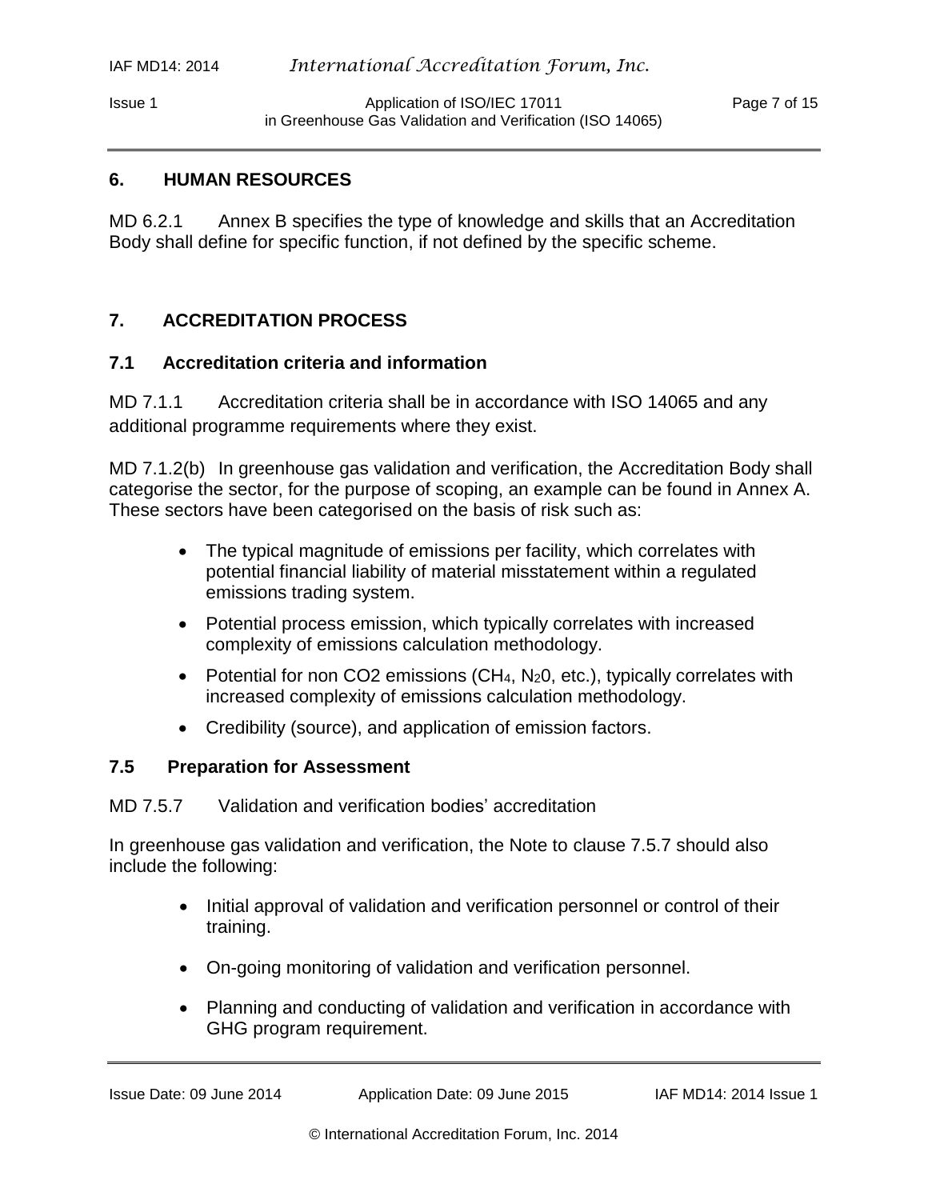## 6. HUMAN RESOURCES

MD 6.2.1 Annex B specifies the type of knowledge and skills that an Accreditation Body shall define for specific function, if not defined by the specific scheme.

## 7. ACCREDITATION PROCESS

### 7.1 Accreditation criteria and information

MD 7.1.1 Accreditation criteria shall be in accordance with ISO 14065 and any additional programme requirements where they exist.

MD 7.1.2(b) In greenhouse gas validation and verification, the Accreditation Body shall categorise the sector, for the purpose of scoping, an example can be found in Annex A. These sectors have been categorised on the basis of risk such as:

- The typical magnitude of emissions per facility, which correlates with potential financial liability of material misstatement within a regulated emissions trading system.
- Potential process emission, which typically correlates with increased complexity of emissions calculation methodology.
- Potential for non CO2 emissions ($CH_4$, $N_20$, etc.), typically correlates with increased complexity of emissions calculation methodology.
- Credibility (source), and application of emission factors.

### 7.5 Preparation for Assessment

MD 7.5.7 Validation and verification bodies' accreditation

In greenhouse gas validation and verification, the Note to clause 7.5.7 should also include the following:

- Initial approval of validation and verification personnel or control of their training.
- On-going monitoring of validation and verification personnel.
- Planning and conducting of validation and verification in accordance with GHG program requirement.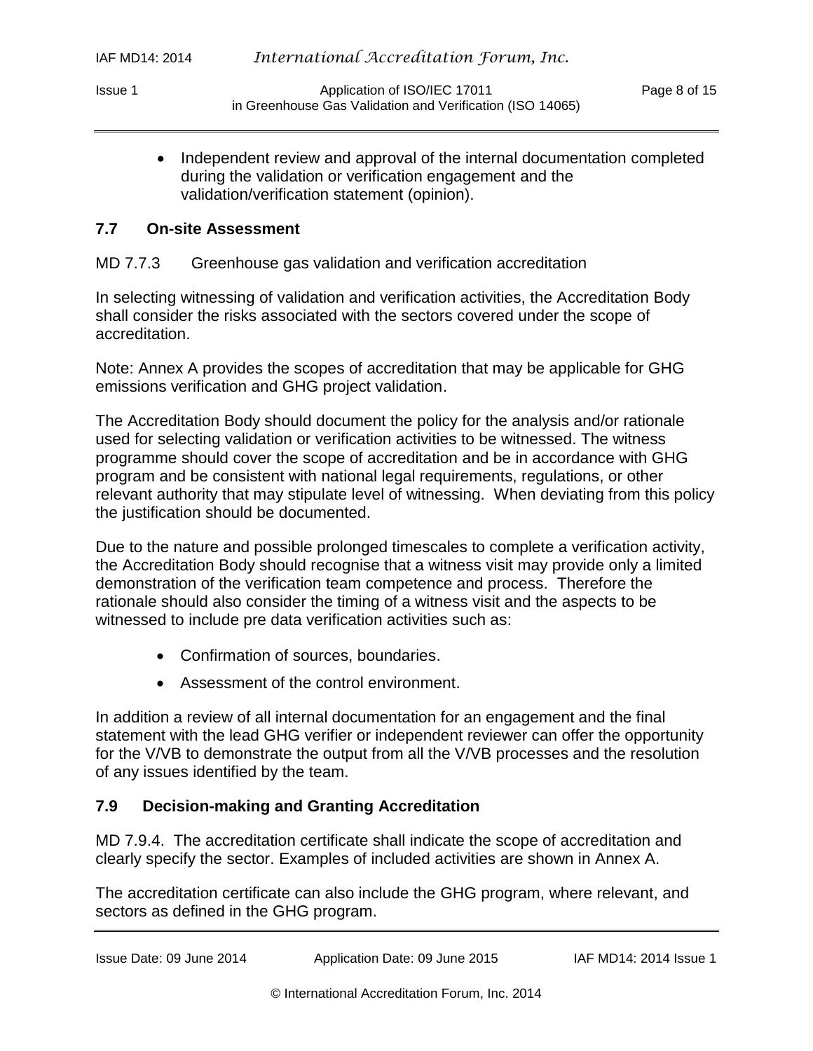- Independent review and approval of the internal documentation completed during the validation or verification engagement and the validation/verification statement (opinion).

### 7.7 On-site Assessment

MD 7.7.3 Greenhouse gas validation and verification accreditation

In selecting witnessing of validation and verification activities, the Accreditation Body shall consider the risks associated with the sectors covered under the scope of accreditation.

Note: Annex A provides the scopes of accreditation that may be applicable for GHG emissions verification and GHG project validation.

The Accreditation Body should document the policy for the analysis and/or rationale used for selecting validation or verification activities to be witnessed. The witness programme should cover the scope of accreditation and be in accordance with GHG program and be consistent with national legal requirements, regulations, or other relevant authority that may stipulate level of witnessing. When deviating from this policy the justification should be documented.

Due to the nature and possible prolonged timescales to complete a verification activity, the Accreditation Body should recognise that a witness visit may provide only a limited demonstration of the verification team competence and process. Therefore the rationale should also consider the timing of a witness visit and the aspects to be witnessed to include pre data verification activities such as:

- Confirmation of sources, boundaries.
- Assessment of the control environment.

In addition a review of all internal documentation for an engagement and the final statement with the lead GHG verifier or independent reviewer can offer the opportunity for the V/VB to demonstrate the output from all the V/VB processes and the resolution of any issues identified by the team.

### 7.9 Decision-making and Granting Accreditation

MD 7.9.4. The accreditation certificate shall indicate the scope of accreditation and clearly specify the sector. Examples of included activities are shown in Annex A.

The accreditation certificate can also include the GHG program, where relevant, and sectors as defined in the GHG program.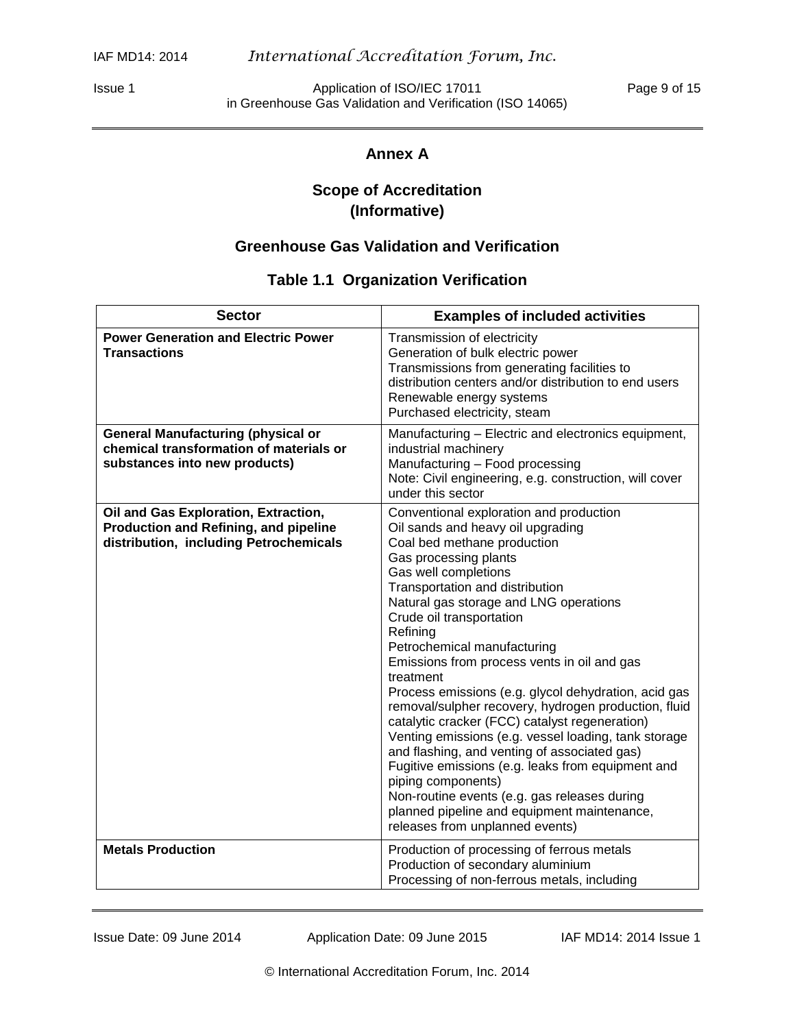## Annex A

## Scope of Accreditation (Informative)

### Greenhouse Gas Validation and Verification

### Table 1.1 Organization Verification

| Sector | Examples of included activities |
|---|---|
| **Power Generation and Electric Power Transactions** | Transmission of electricity<br>Generation of bulk electric power<br>Transmissions from generating facilities to distribution centers and/or distribution to end users<br>Renewable energy systems<br>Purchased electricity, steam |
| **General Manufacturing (physical or chemical transformation of materials or substances into new products)** | Manufacturing – Electric and electronics equipment, industrial machinery<br>Manufacturing – Food processing<br>Note: Civil engineering, e.g. construction, will cover under this sector |
| **Oil and Gas Exploration, Extraction, Production and Refining, and pipeline distribution, including Petrochemicals** | Conventional exploration and production<br>Oil sands and heavy oil upgrading<br>Coal bed methane production<br>Gas processing plants<br>Gas well completions<br>Transportation and distribution<br>Natural gas storage and LNG operations<br>Crude oil transportation<br>Refining<br>Petrochemical manufacturing<br>Emissions from process vents in oil and gas treatment<br>Process emissions (e.g. glycol dehydration, acid gas removal/sulpher recovery, hydrogen production, fluid catalytic cracker (FCC) catalyst regeneration)<br>Venting emissions (e.g. vessel loading, tank storage and flashing, and venting of associated gas)<br>Fugitive emissions (e.g. leaks from equipment and piping components)<br>Non-routine events (e.g. gas releases during planned pipeline and equipment maintenance, releases from unplanned events) |
| **Metals Production** | Production of processing of ferrous metals<br>Production of secondary aluminium<br>Processing of non-ferrous metals, including |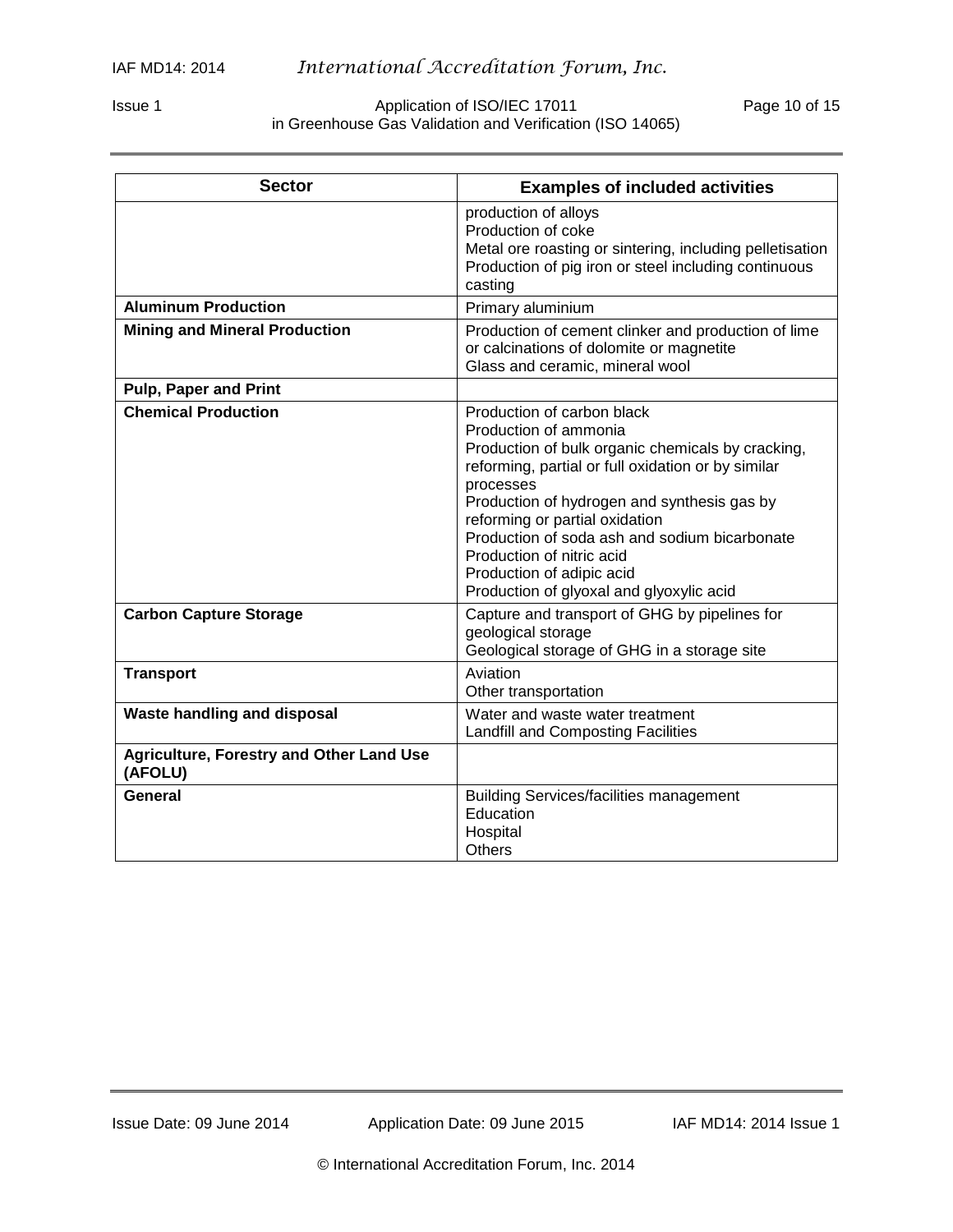| Sector | Examples of included activities |
|---|---|
| | production of alloys<br>Production of coke<br>Metal ore roasting or sintering, including pelletisation<br>Production of pig iron or steel including continuous casting |
| **Aluminum Production** | Primary aluminium |
| **Mining and Mineral Production** | Production of cement clinker and production of lime or calcinations of dolomite or magnetite<br>Glass and ceramic, mineral wool |
| **Pulp, Paper and Print** | |
| **Chemical Production** | Production of carbon black<br>Production of ammonia<br>Production of bulk organic chemicals by cracking, reforming, partial or full oxidation or by similar processes<br>Production of hydrogen and synthesis gas by reforming or partial oxidation<br>Production of soda ash and sodium bicarbonate<br>Production of nitric acid<br>Production of adipic acid<br>Production of glyoxal and glyoxylic acid |
| **Carbon Capture Storage** | Capture and transport of GHG by pipelines for geological storage<br>Geological storage of GHG in a storage site |
| **Transport** | Aviation<br>Other transportation |
| **Waste handling and disposal** | Water and waste water treatment<br>Landfill and Composting Facilities |
| **Agriculture, Forestry and Other Land Use (AFOLU)** | |
| **General** | Building Services/facilities management<br>Education<br>Hospital<br>Others |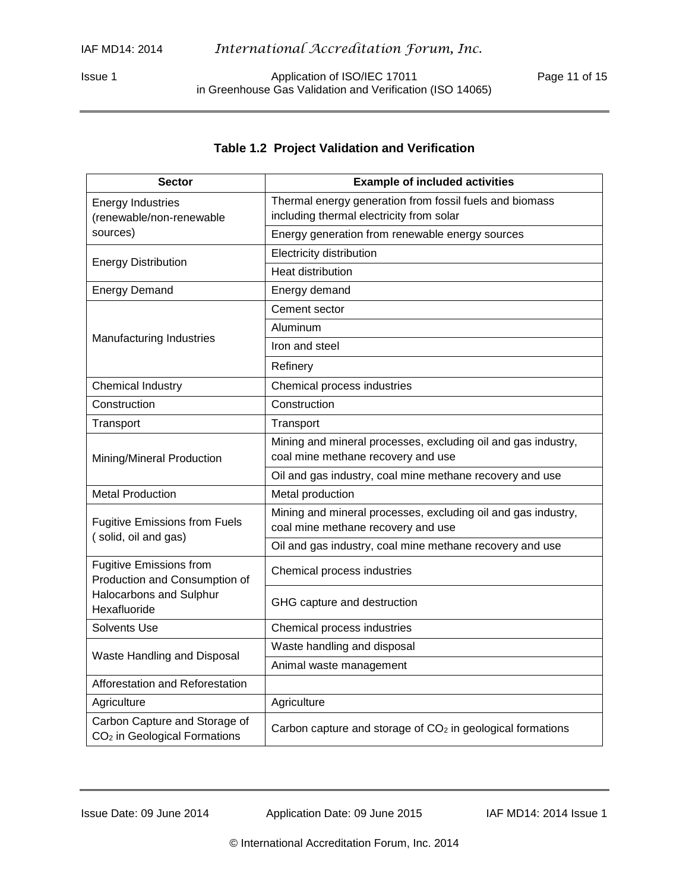### Table 1.2 Project Validation and Verification

| Sector | Example of included activities |
| --- | --- |
| Energy Industries (renewable/non-renewable sources) | Thermal energy generation from fossil fuels and biomass including thermal electricity from solar |
| | Energy generation from renewable energy sources |
| Energy Distribution | Electricity distribution |
| | Heat distribution |
| Energy Demand | Energy demand |
| Manufacturing Industries | Cement sector |
| | Aluminum |
| | Iron and steel |
| | Refinery |
| Chemical Industry | Chemical process industries |
| Construction | Construction |
| Transport | Transport |
| Mining/Mineral Production | Mining and mineral processes, excluding oil and gas industry, coal mine methane recovery and use |
| | Oil and gas industry, coal mine methane recovery and use |
| Metal Production | Metal production |
| Fugitive Emissions from Fuels ( solid, oil and gas) | Mining and mineral processes, excluding oil and gas industry, coal mine methane recovery and use |
| | Oil and gas industry, coal mine methane recovery and use |
| Fugitive Emissions from Production and Consumption of Halocarbons and Sulphur Hexafluoride | Chemical process industries |
| | GHG capture and destruction |
| Solvents Use | Chemical process industries |
| Waste Handling and Disposal | Waste handling and disposal |
| | Animal waste management |
| Afforestation and Reforestation | |
| Agriculture | Agriculture |
| Carbon Capture and Storage of $CO_2$ in Geological Formations | Carbon capture and storage of $CO_2$ in geological formations |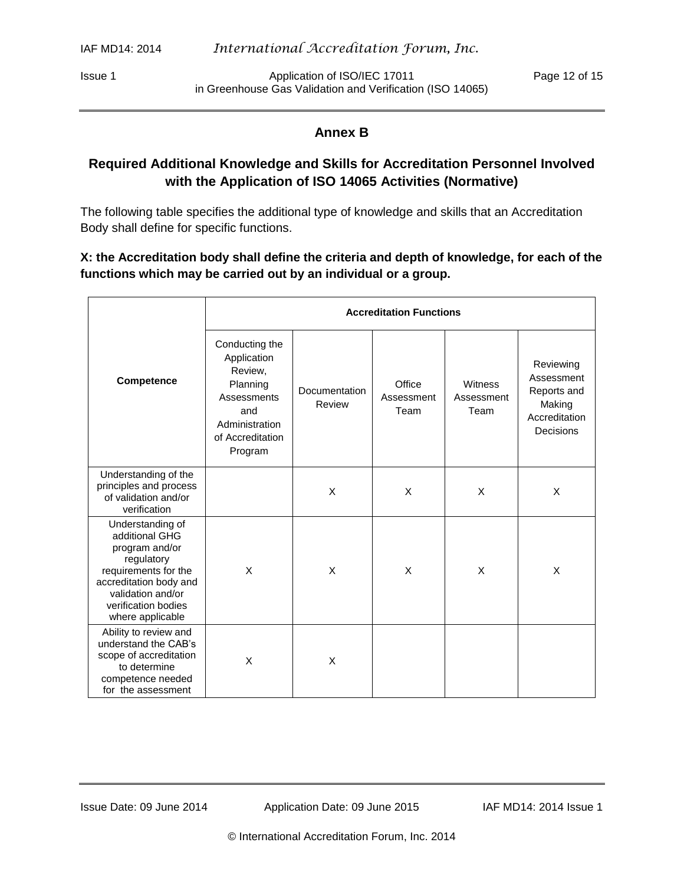## Annex B

### Required Additional Knowledge and Skills for Accreditation Personnel Involved with the Application of ISO 14065 Activities (Normative)

The following table specifies the additional type of knowledge and skills that an Accreditation Body shall define for specific functions.

**X: the Accreditation body shall define the criteria and depth of knowledge, for each of the functions which may be carried out by an individual or a group.**

| Competence | Accreditation Functions | | | | |
|---|---|---|---|---|---|
| | Conducting the Application Review, Planning Assessments and Administration of Accreditation Program | Documentation Review | Office Assessment Team | Witness Assessment Team | Reviewing Assessment Reports and Making Accreditation Decisions |
| Understanding of the principles and process of validation and/or verification | | X | X | X | X |
| Understanding of additional GHG program and/or regulatory requirements for the accreditation body and validation and/or verification bodies where applicable | X | X | X | X | X |
| Ability to review and understand the CAB's scope of accreditation to determine competence needed for the assessment | X | X | | | |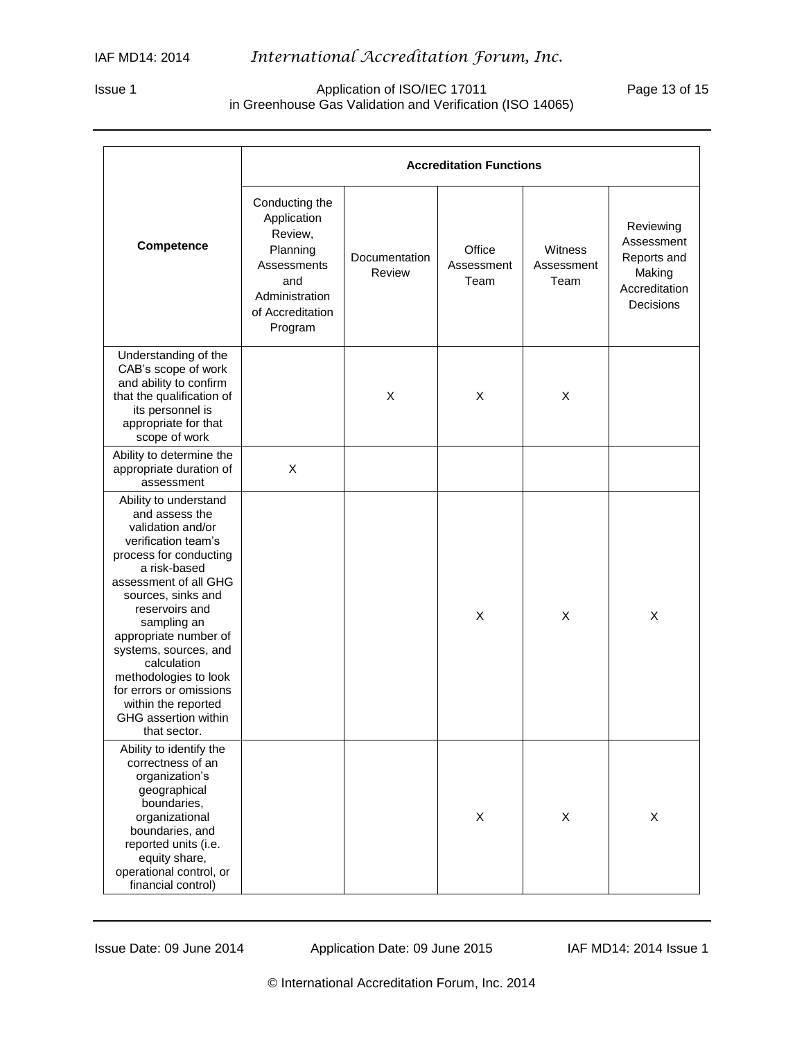| Competence | Accreditation Functions | | | | |
|---|---|---|---|---|---|
| | Conducting the Application Review, Planning Assessments and Administration of Accreditation Program | Documentation Review | Office Assessment Team | Witness Assessment Team | Reviewing Assessment Reports and Making Accreditation Decisions |
| Understanding of the CAB's scope of work and ability to confirm that the qualification of its personnel is appropriate for that scope of work | | X | X | X | |
| Ability to determine the appropriate duration of assessment | X | | | | |
| Ability to understand and assess the validation and/or verification team's process for conducting a risk-based assessment of all GHG sources, sinks and reservoirs and sampling an appropriate number of systems, sources, and calculation methodologies to look for errors or omissions within the reported GHG assertion within that sector. | | | X | X | X |
| Ability to identify the correctness of an organization's geographical boundaries, organizational boundaries, and reported units (i.e. equity share, operational control, or financial control) | | | X | X | X |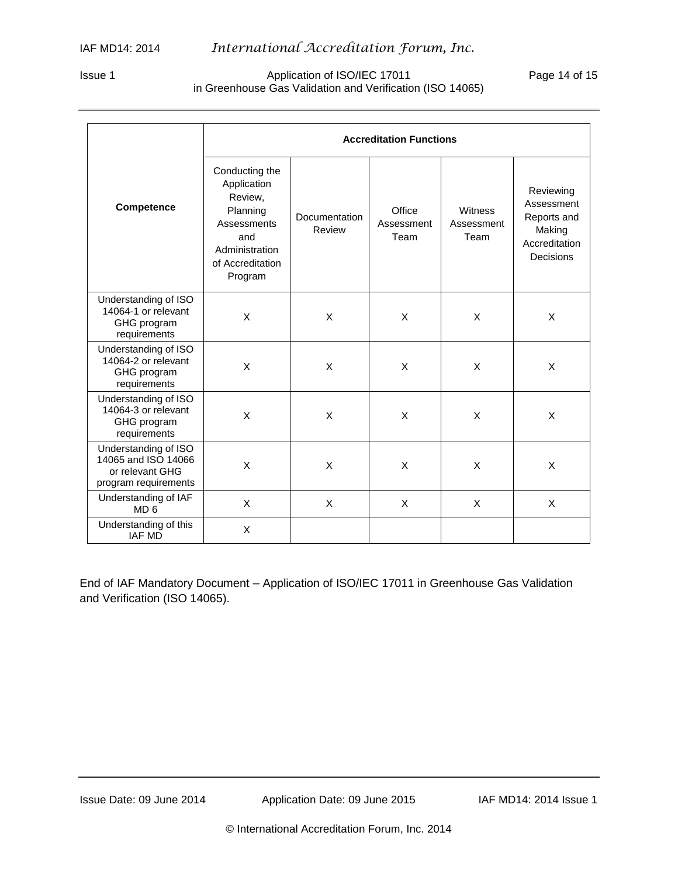| Competence | Accreditation Functions | | | | |
|---|---|---|---|---|---|
| | Conducting the Application Review, Planning Assessments and Administration of Accreditation Program | Documentation Review | Office Assessment Team | Witness Assessment Team | Reviewing Assessment Reports and Making Accreditation Decisions |
| Understanding of ISO 14064-1 or relevant GHG program requirements | X | X | X | X | X |
| Understanding of ISO 14064-2 or relevant GHG program requirements | X | X | X | X | X |
| Understanding of ISO 14064-3 or relevant GHG program requirements | X | X | X | X | X |
| Understanding of ISO 14065 and ISO 14066 or relevant GHG program requirements | X | X | X | X | X |
| Understanding of IAF MD 6 | X | X | X | X | X |
| Understanding of this IAF MD | X | | | | |

End of IAF Mandatory Document – Application of ISO/IEC 17011 in Greenhouse Gas Validation and Verification (ISO 14065).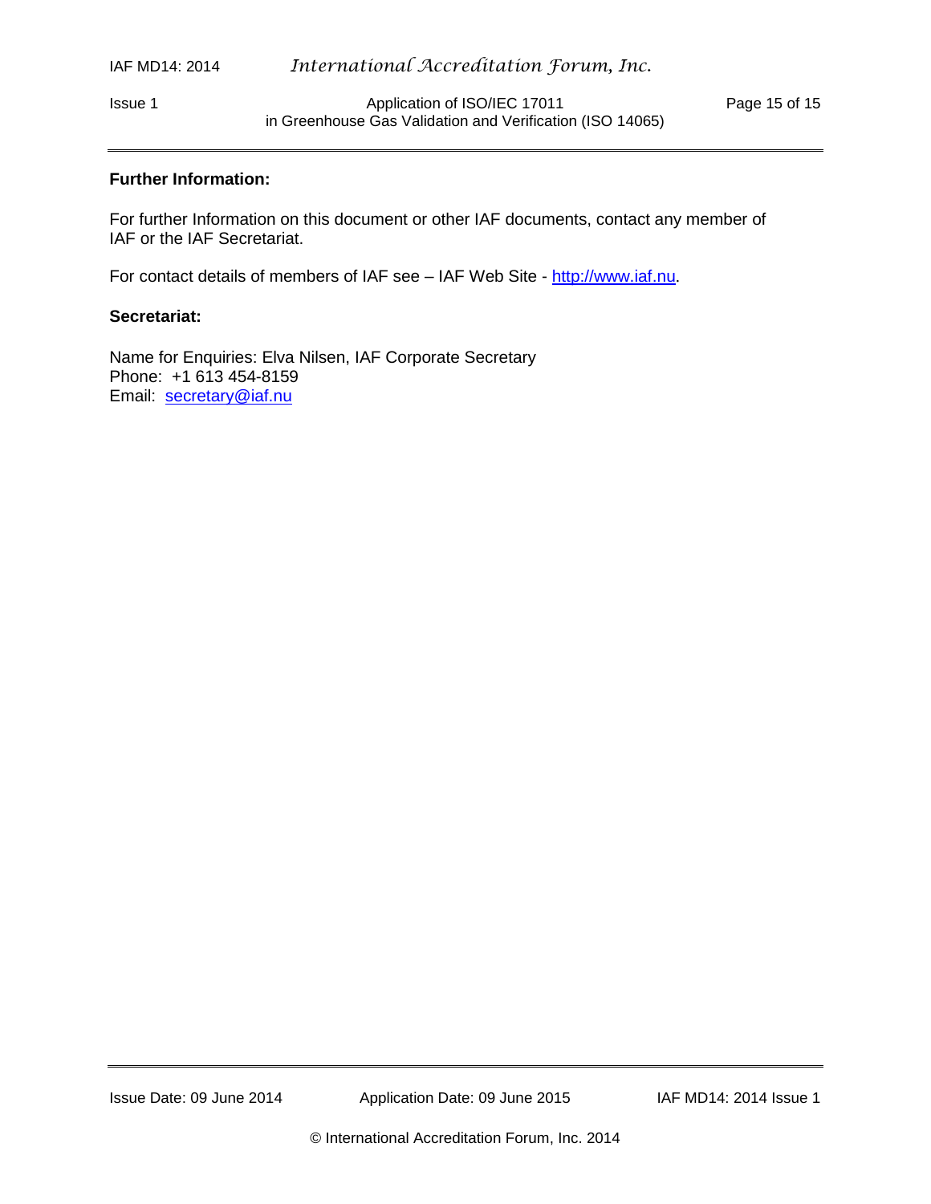**Further Information:**

For further Information on this document or other IAF documents, contact any member of IAF or the IAF Secretariat.

For contact details of members of IAF see – IAF Web Site - http://www.iaf.nu.

**Secretariat:**

Name for Enquiries: Elva Nilsen, IAF Corporate Secretary
Phone: +1 613 454-8159
Email: secretary@iaf.nu